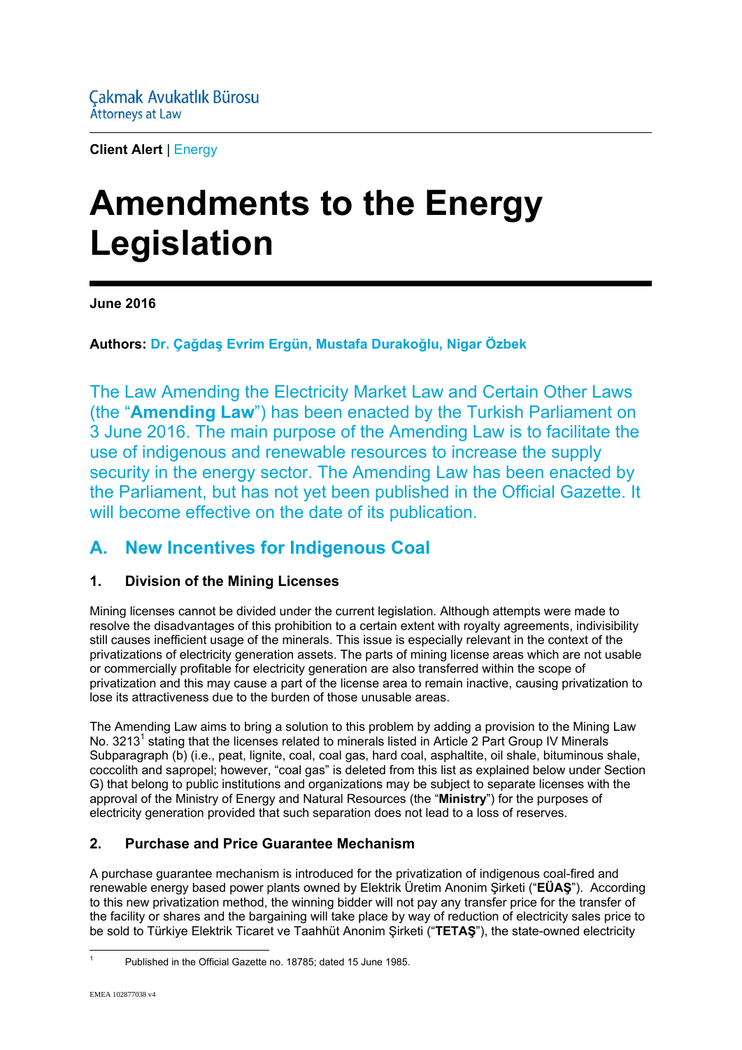Çakmak Avukatlık Bürosu
Attorneys at Law

**Client Alert** | Energy

# Amendments to the Energy Legislation

**June 2016**

**Authors:** **Dr. Çağdaş Evrim Ergün, Mustafa Durakoğlu, Nigar Özbek**

The Law Amending the Electricity Market Law and Certain Other Laws (the "**Amending Law**") has been enacted by the Turkish Parliament on 3 June 2016. The main purpose of the Amending Law is to facilitate the use of indigenous and renewable resources to increase the supply security in the energy sector. The Amending Law has been enacted by the Parliament, but has not yet been published in the Official Gazette. It will become effective on the date of its publication.

## A. New Incentives for Indigenous Coal

### 1. Division of the Mining Licenses

Mining licenses cannot be divided under the current legislation. Although attempts were made to resolve the disadvantages of this prohibition to a certain extent with royalty agreements, indivisibility still causes inefficient usage of the minerals. This issue is especially relevant in the context of the privatizations of electricity generation assets. The parts of mining license areas which are not usable or commercially profitable for electricity generation are also transferred within the scope of privatization and this may cause a part of the license area to remain inactive, causing privatization to lose its attractiveness due to the burden of those unusable areas.

The Amending Law aims to bring a solution to this problem by adding a provision to the Mining Law No. 3213[1] stating that the licenses related to minerals listed in Article 2 Part Group IV Minerals Subparagraph (b) (i.e., peat, lignite, coal, coal gas, hard coal, asphaltite, oil shale, bituminous shale, coccolith and sapropel; however, "coal gas" is deleted from this list as explained below under Section G) that belong to public institutions and organizations may be subject to separate licenses with the approval of the Ministry of Energy and Natural Resources (the "**Ministry**") for the purposes of electricity generation provided that such separation does not lead to a loss of reserves.

### 2. Purchase and Price Guarantee Mechanism

A purchase guarantee mechanism is introduced for the privatization of indigenous coal-fired and renewable energy based power plants owned by Elektrik Üretim Anonim Şirketi ("**EÜAŞ**"). According to this new privatization method, the winning bidder will not pay any transfer price for the transfer of the facility or shares and the bargaining will take place by way of reduction of electricity sales price to be sold to Türkiye Elektrik Ticaret ve Taahhüt Anonim Şirketi ("**TETAŞ**"), the state-owned electricity

[1] Published in the Official Gazette no. 18785; dated 15 June 1985.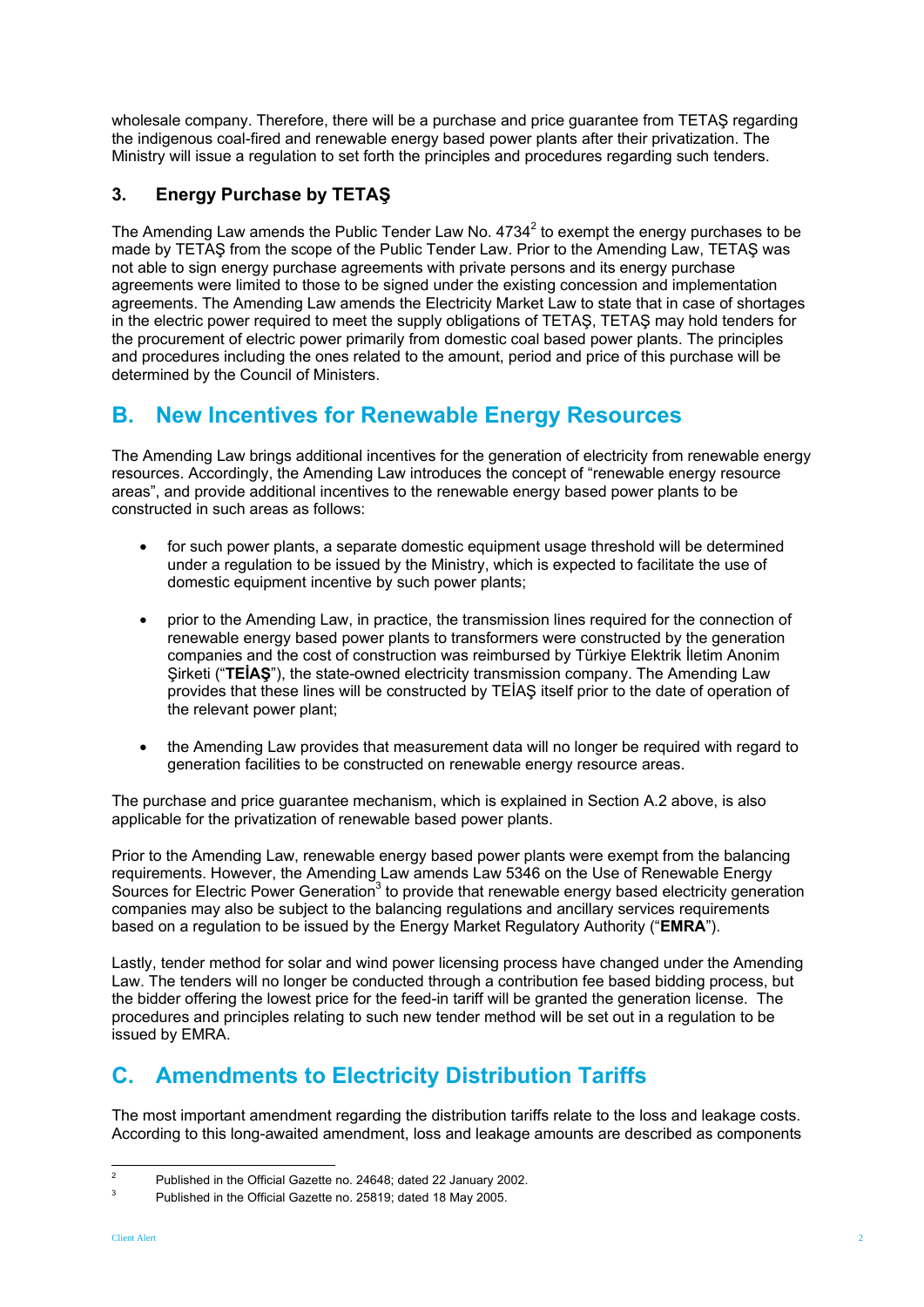wholesale company. Therefore, there will be a purchase and price guarantee from TETAŞ regarding the indigenous coal-fired and renewable energy based power plants after their privatization. The Ministry will issue a regulation to set forth the principles and procedures regarding such tenders.

### 3. Energy Purchase by TETAŞ

The Amending Law amends the Public Tender Law No. 4734[2] to exempt the energy purchases to be made by TETAŞ from the scope of the Public Tender Law. Prior to the Amending Law, TETAŞ was not able to sign energy purchase agreements with private persons and its energy purchase agreements were limited to those to be signed under the existing concession and implementation agreements. The Amending Law amends the Electricity Market Law to state that in case of shortages in the electric power required to meet the supply obligations of TETAŞ, TETAŞ may hold tenders for the procurement of electric power primarily from domestic coal based power plants. The principles and procedures including the ones related to the amount, period and price of this purchase will be determined by the Council of Ministers.

## B. New Incentives for Renewable Energy Resources

The Amending Law brings additional incentives for the generation of electricity from renewable energy resources. Accordingly, the Amending Law introduces the concept of "renewable energy resource areas", and provide additional incentives to the renewable energy based power plants to be constructed in such areas as follows:

- for such power plants, a separate domestic equipment usage threshold will be determined under a regulation to be issued by the Ministry, which is expected to facilitate the use of domestic equipment incentive by such power plants;

- prior to the Amending Law, in practice, the transmission lines required for the connection of renewable energy based power plants to transformers were constructed by the generation companies and the cost of construction was reimbursed by Türkiye Elektrik İletim Anonim Şirketi ("**TEİAŞ**"), the state-owned electricity transmission company. The Amending Law provides that these lines will be constructed by TEİAŞ itself prior to the date of operation of the relevant power plant;

- the Amending Law provides that measurement data will no longer be required with regard to generation facilities to be constructed on renewable energy resource areas.

The purchase and price guarantee mechanism, which is explained in Section A.2 above, is also applicable for the privatization of renewable based power plants.

Prior to the Amending Law, renewable energy based power plants were exempt from the balancing requirements. However, the Amending Law amends Law 5346 on the Use of Renewable Energy Sources for Electric Power Generation[3] to provide that renewable energy based electricity generation companies may also be subject to the balancing regulations and ancillary services requirements based on a regulation to be issued by the Energy Market Regulatory Authority ("**EMRA**").

Lastly, tender method for solar and wind power licensing process have changed under the Amending Law. The tenders will no longer be conducted through a contribution fee based bidding process, but the bidder offering the lowest price for the feed-in tariff will be granted the generation license. The procedures and principles relating to such new tender method will be set out in a regulation to be issued by EMRA.

## C. Amendments to Electricity Distribution Tariffs

The most important amendment regarding the distribution tariffs relate to the loss and leakage costs. According to this long-awaited amendment, loss and leakage amounts are described as components

---

[2] Published in the Official Gazette no. 24648; dated 22 January 2002.

[3] Published in the Official Gazette no. 25819; dated 18 May 2005.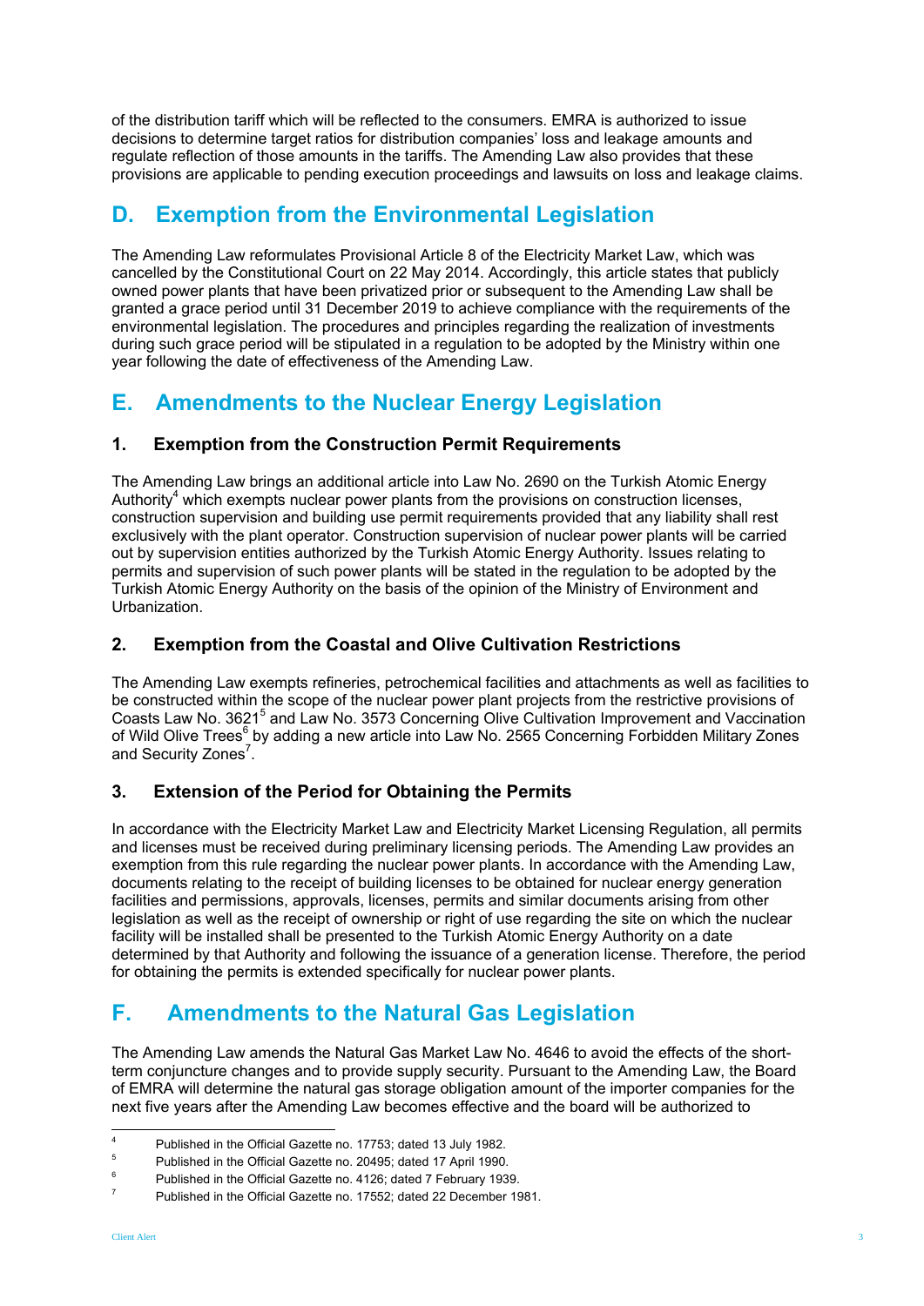of the distribution tariff which will be reflected to the consumers. EMRA is authorized to issue decisions to determine target ratios for distribution companies' loss and leakage amounts and regulate reflection of those amounts in the tariffs. The Amending Law also provides that these provisions are applicable to pending execution proceedings and lawsuits on loss and leakage claims.

## D. Exemption from the Environmental Legislation

The Amending Law reformulates Provisional Article 8 of the Electricity Market Law, which was cancelled by the Constitutional Court on 22 May 2014. Accordingly, this article states that publicly owned power plants that have been privatized prior or subsequent to the Amending Law shall be granted a grace period until 31 December 2019 to achieve compliance with the requirements of the environmental legislation. The procedures and principles regarding the realization of investments during such grace period will be stipulated in a regulation to be adopted by the Ministry within one year following the date of effectiveness of the Amending Law.

## E. Amendments to the Nuclear Energy Legislation

### 1. Exemption from the Construction Permit Requirements

The Amending Law brings an additional article into Law No. 2690 on the Turkish Atomic Energy Authority[4] which exempts nuclear power plants from the provisions on construction licenses, construction supervision and building use permit requirements provided that any liability shall rest exclusively with the plant operator. Construction supervision of nuclear power plants will be carried out by supervision entities authorized by the Turkish Atomic Energy Authority. Issues relating to permits and supervision of such power plants will be stated in the regulation to be adopted by the Turkish Atomic Energy Authority on the basis of the opinion of the Ministry of Environment and Urbanization.

### 2. Exemption from the Coastal and Olive Cultivation Restrictions

The Amending Law exempts refineries, petrochemical facilities and attachments as well as facilities to be constructed within the scope of the nuclear power plant projects from the restrictive provisions of Coasts Law No. 3621[5] and Law No. 3573 Concerning Olive Cultivation Improvement and Vaccination of Wild Olive Trees[6] by adding a new article into Law No. 2565 Concerning Forbidden Military Zones and Security Zones[7].

### 3. Extension of the Period for Obtaining the Permits

In accordance with the Electricity Market Law and Electricity Market Licensing Regulation, all permits and licenses must be received during preliminary licensing periods. The Amending Law provides an exemption from this rule regarding the nuclear power plants. In accordance with the Amending Law, documents relating to the receipt of building licenses to be obtained for nuclear energy generation facilities and permissions, approvals, licenses, permits and similar documents arising from other legislation as well as the receipt of ownership or right of use regarding the site on which the nuclear facility will be installed shall be presented to the Turkish Atomic Energy Authority on a date determined by that Authority and following the issuance of a generation license. Therefore, the period for obtaining the permits is extended specifically for nuclear power plants.

## F. Amendments to the Natural Gas Legislation

The Amending Law amends the Natural Gas Market Law No. 4646 to avoid the effects of the short-term conjuncture changes and to provide supply security. Pursuant to the Amending Law, the Board of EMRA will determine the natural gas storage obligation amount of the importer companies for the next five years after the Amending Law becomes effective and the board will be authorized to

---

[4] Published in the Official Gazette no. 17753; dated 13 July 1982.

[5] Published in the Official Gazette no. 20495; dated 17 April 1990.

[6] Published in the Official Gazette no. 4126; dated 7 February 1939.

[7] Published in the Official Gazette no. 17552; dated 22 December 1981.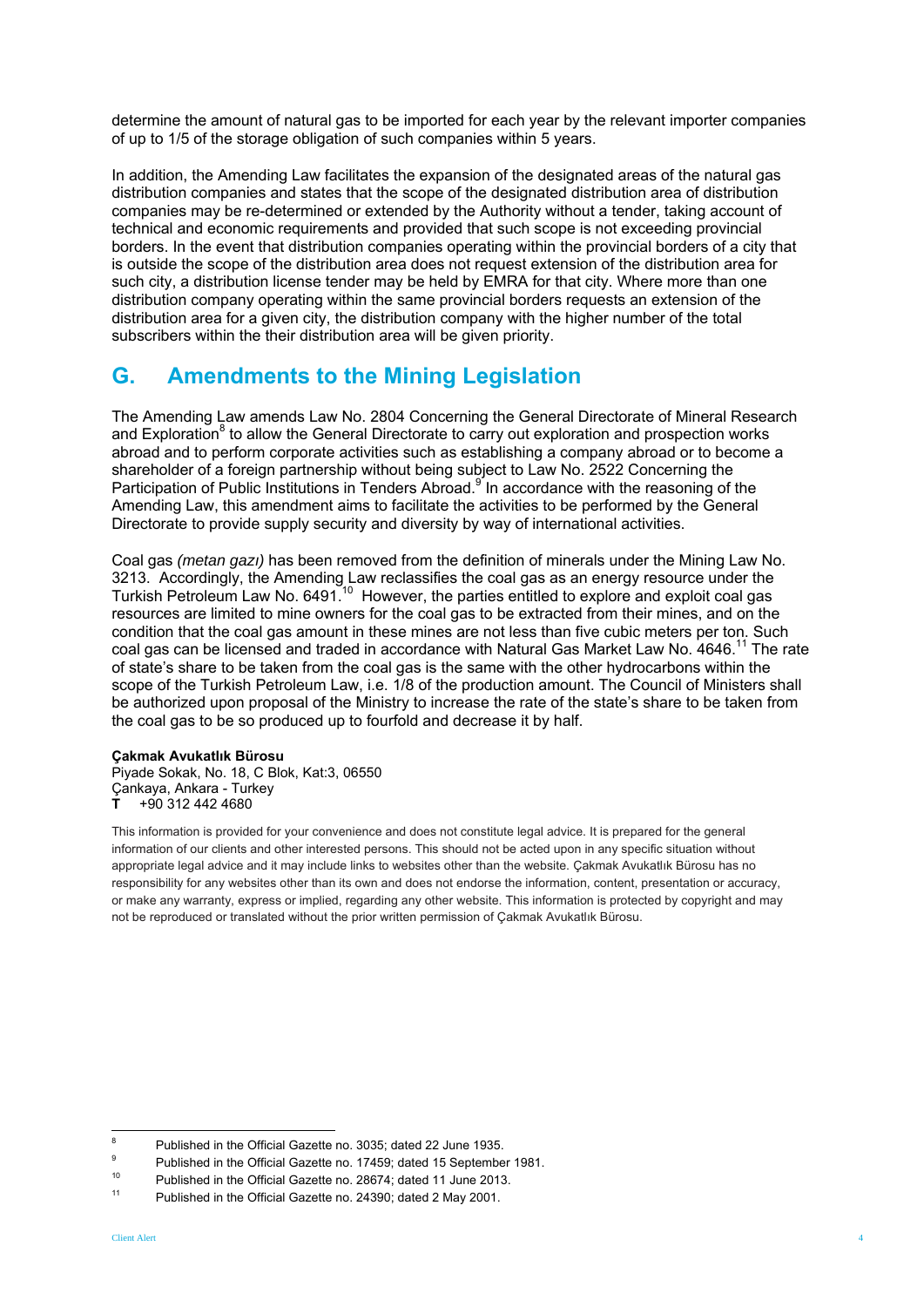determine the amount of natural gas to be imported for each year by the relevant importer companies of up to 1/5 of the storage obligation of such companies within 5 years.

In addition, the Amending Law facilitates the expansion of the designated areas of the natural gas distribution companies and states that the scope of the designated distribution area of distribution companies may be re-determined or extended by the Authority without a tender, taking account of technical and economic requirements and provided that such scope is not exceeding provincial borders. In the event that distribution companies operating within the provincial borders of a city that is outside the scope of the distribution area does not request extension of the distribution area for such city, a distribution license tender may be held by EMRA for that city. Where more than one distribution company operating within the same provincial borders requests an extension of the distribution area for a given city, the distribution company with the higher number of the total subscribers within the their distribution area will be given priority.

## G. Amendments to the Mining Legislation

The Amending Law amends Law No. 2804 Concerning the General Directorate of Mineral Research and Exploration[8] to allow the General Directorate to carry out exploration and prospection works abroad and to perform corporate activities such as establishing a company abroad or to become a shareholder of a foreign partnership without being subject to Law No. 2522 Concerning the Participation of Public Institutions in Tenders Abroad.[9] In accordance with the reasoning of the Amending Law, this amendment aims to facilitate the activities to be performed by the General Directorate to provide supply security and diversity by way of international activities.

Coal gas *(metan gazı)* has been removed from the definition of minerals under the Mining Law No. 3213. Accordingly, the Amending Law reclassifies the coal gas as an energy resource under the Turkish Petroleum Law No. 6491.[10] However, the parties entitled to explore and exploit coal gas resources are limited to mine owners for the coal gas to be extracted from their mines, and on the condition that the coal gas amount in these mines are not less than five cubic meters per ton. Such coal gas can be licensed and traded in accordance with Natural Gas Market Law No. 4646.[11] The rate of state's share to be taken from the coal gas is the same with the other hydrocarbons within the scope of the Turkish Petroleum Law, i.e. 1/8 of the production amount. The Council of Ministers shall be authorized upon proposal of the Ministry to increase the rate of the state's share to be taken from the coal gas to be so produced up to fourfold and decrease it by half.

**Çakmak Avukatlık Bürosu**
Piyade Sokak, No. 18, C Blok, Kat:3, 06550
Çankaya, Ankara - Turkey
**T** +90 312 442 4680

This information is provided for your convenience and does not constitute legal advice. It is prepared for the general information of our clients and other interested persons. This should not be acted upon in any specific situation without appropriate legal advice and it may include links to websites other than the website. Çakmak Avukatlık Bürosu has no responsibility for any websites other than its own and does not endorse the information, content, presentation or accuracy, or make any warranty, express or implied, regarding any other website. This information is protected by copyright and may not be reproduced or translated without the prior written permission of Çakmak Avukatlık Bürosu.

---

[8] Published in the Official Gazette no. 3035; dated 22 June 1935.

[9] Published in the Official Gazette no. 17459; dated 15 September 1981.

[10] Published in the Official Gazette no. 28674; dated 11 June 2013.

[11] Published in the Official Gazette no. 24390; dated 2 May 2001.